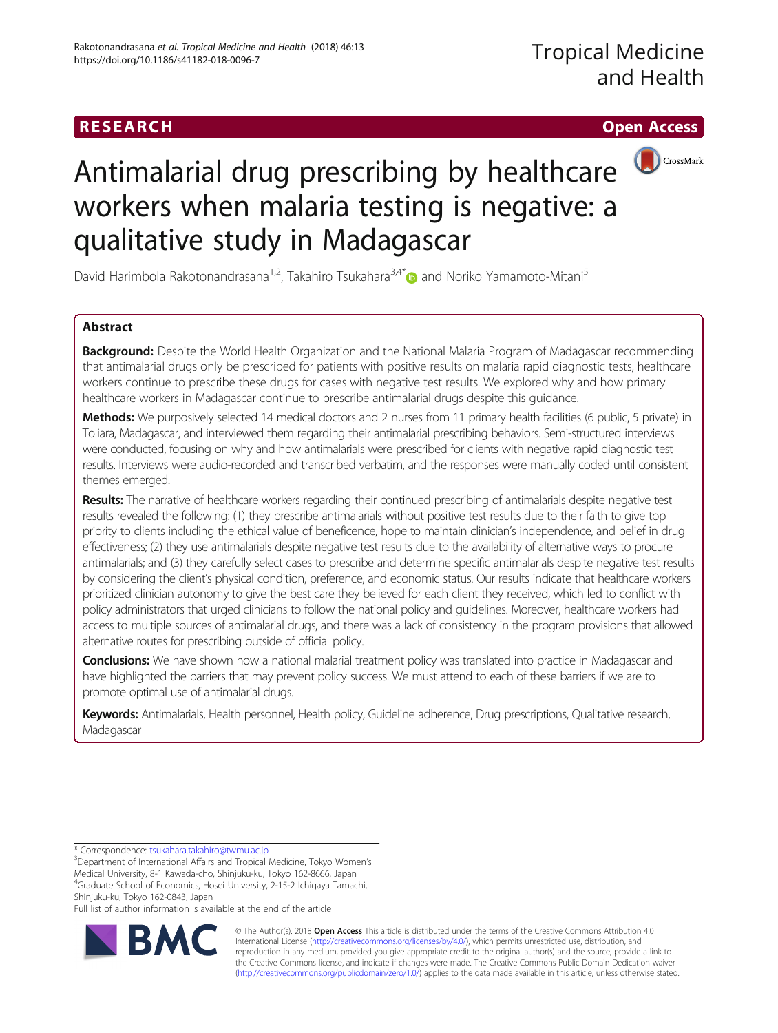RESEARCH

Open Access

# Antimalarial drug prescribing by healthcare workers when malaria testing is negative: a qualitative study in Madagascar

David Harimbola Rakotonandrasana[1,2], Takahiro Tsukahara[3,4*] and Noriko Yamamoto-Mitani[5]

## Abstract

**Background:** Despite the World Health Organization and the National Malaria Program of Madagascar recommending that antimalarial drugs only be prescribed for patients with positive results on malaria rapid diagnostic tests, healthcare workers continue to prescribe these drugs for cases with negative test results. We explored why and how primary healthcare workers in Madagascar continue to prescribe antimalarial drugs despite this guidance.

**Methods:** We purposively selected 14 medical doctors and 2 nurses from 11 primary health facilities (6 public, 5 private) in Toliara, Madagascar, and interviewed them regarding their antimalarial prescribing behaviors. Semi-structured interviews were conducted, focusing on why and how antimalarials were prescribed for clients with negative rapid diagnostic test results. Interviews were audio-recorded and transcribed verbatim, and the responses were manually coded until consistent themes emerged.

**Results:** The narrative of healthcare workers regarding their continued prescribing of antimalarials despite negative test results revealed the following: (1) they prescribe antimalarials without positive test results due to their faith to give top priority to clients including the ethical value of beneficence, hope to maintain clinician's independence, and belief in drug effectiveness; (2) they use antimalarials despite negative test results due to the availability of alternative ways to procure antimalarials; and (3) they carefully select cases to prescribe and determine specific antimalarials despite negative test results by considering the client's physical condition, preference, and economic status. Our results indicate that healthcare workers prioritized clinician autonomy to give the best care they believed for each client they received, which led to conflict with policy administrators that urged clinicians to follow the national policy and guidelines. Moreover, healthcare workers had access to multiple sources of antimalarial drugs, and there was a lack of consistency in the program provisions that allowed alternative routes for prescribing outside of official policy.

**Conclusions:** We have shown how a national malarial treatment policy was translated into practice in Madagascar and have highlighted the barriers that may prevent policy success. We must attend to each of these barriers if we are to promote optimal use of antimalarial drugs.

**Keywords:** Antimalarials, Health personnel, Health policy, Guideline adherence, Drug prescriptions, Qualitative research, Madagascar

---

* Correspondence: tsukahara.takahiro@twmu.ac.jp
[3]Department of International Affairs and Tropical Medicine, Tokyo Women's Medical University, 8-1 Kawada-cho, Shinjuku-ku, Tokyo 162-8666, Japan
[4]Graduate School of Economics, Hosei University, 2-15-2 Ichigaya Tamachi, Shinjuku-ku, Tokyo 162-0843, Japan
Full list of author information is available at the end of the article

© The Author(s). 2018 **Open Access** This article is distributed under the terms of the Creative Commons Attribution 4.0 International License (http://creativecommons.org/licenses/by/4.0/), which permits unrestricted use, distribution, and reproduction in any medium, provided you give appropriate credit to the original author(s) and the source, provide a link to the Creative Commons license, and indicate if changes were made. The Creative Commons Public Domain Dedication waiver (http://creativecommons.org/publicdomain/zero/1.0/) applies to the data made available in this article, unless otherwise stated.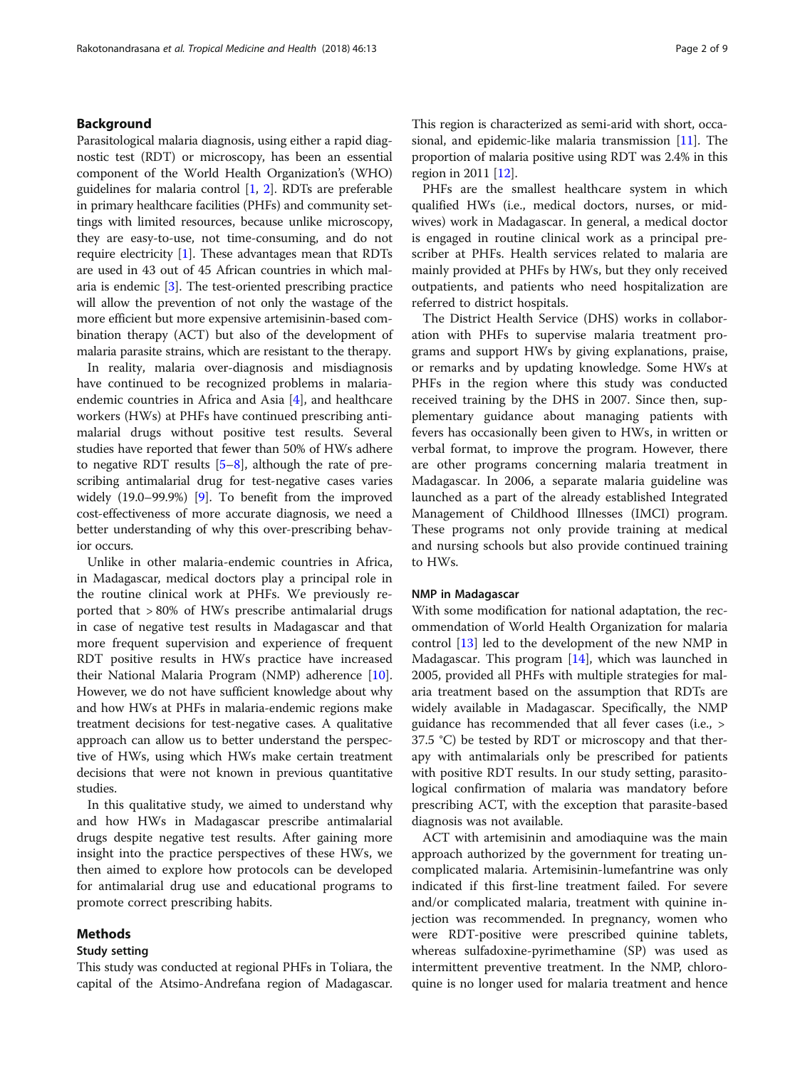## Background

Parasitological malaria diagnosis, using either a rapid diagnostic test (RDT) or microscopy, has been an essential component of the World Health Organization's (WHO) guidelines for malaria control [1, 2]. RDTs are preferable in primary healthcare facilities (PHFs) and community settings with limited resources, because unlike microscopy, they are easy-to-use, not time-consuming, and do not require electricity [1]. These advantages mean that RDTs are used in 43 out of 45 African countries in which malaria is endemic [3]. The test-oriented prescribing practice will allow the prevention of not only the wastage of the more efficient but more expensive artemisinin-based combination therapy (ACT) but also of the development of malaria parasite strains, which are resistant to the therapy.

In reality, malaria over-diagnosis and misdiagnosis have continued to be recognized problems in malaria-endemic countries in Africa and Asia [4], and healthcare workers (HWs) at PHFs have continued prescribing antimalarial drugs without positive test results. Several studies have reported that fewer than 50% of HWs adhere to negative RDT results [5–8], although the rate of prescribing antimalarial drug for test-negative cases varies widely (19.0–99.9%) [9]. To benefit from the improved cost-effectiveness of more accurate diagnosis, we need a better understanding of why this over-prescribing behavior occurs.

Unlike in other malaria-endemic countries in Africa, in Madagascar, medical doctors play a principal role in the routine clinical work at PHFs. We previously reported that > 80% of HWs prescribe antimalarial drugs in case of negative test results in Madagascar and that more frequent supervision and experience of frequent RDT positive results in HWs practice have increased their National Malaria Program (NMP) adherence [10]. However, we do not have sufficient knowledge about why and how HWs at PHFs in malaria-endemic regions make treatment decisions for test-negative cases. A qualitative approach can allow us to better understand the perspective of HWs, using which HWs make certain treatment decisions that were not known in previous quantitative studies.

In this qualitative study, we aimed to understand why and how HWs in Madagascar prescribe antimalarial drugs despite negative test results. After gaining more insight into the practice perspectives of these HWs, we then aimed to explore how protocols can be developed for antimalarial drug use and educational programs to promote correct prescribing habits.

## Methods

### Study setting

This study was conducted at regional PHFs in Toliara, the capital of the Atsimo-Andrefana region of Madagascar. This region is characterized as semi-arid with short, occasional, and epidemic-like malaria transmission [11]. The proportion of malaria positive using RDT was 2.4% in this region in 2011 [12].

PHFs are the smallest healthcare system in which qualified HWs (i.e., medical doctors, nurses, or midwives) work in Madagascar. In general, a medical doctor is engaged in routine clinical work as a principal prescriber at PHFs. Health services related to malaria are mainly provided at PHFs by HWs, but they only received outpatients, and patients who need hospitalization are referred to district hospitals.

The District Health Service (DHS) works in collaboration with PHFs to supervise malaria treatment programs and support HWs by giving explanations, praise, or remarks and by updating knowledge. Some HWs at PHFs in the region where this study was conducted received training by the DHS in 2007. Since then, supplementary guidance about managing patients with fevers has occasionally been given to HWs, in written or verbal format, to improve the program. However, there are other programs concerning malaria treatment in Madagascar. In 2006, a separate malaria guideline was launched as a part of the already established Integrated Management of Childhood Illnesses (IMCI) program. These programs not only provide training at medical and nursing schools but also provide continued training to HWs.

### NMP in Madagascar

With some modification for national adaptation, the recommendation of World Health Organization for malaria control [13] led to the development of the new NMP in Madagascar. This program [14], which was launched in 2005, provided all PHFs with multiple strategies for malaria treatment based on the assumption that RDTs are widely available in Madagascar. Specifically, the NMP guidance has recommended that all fever cases (i.e., > 37.5 °C) be tested by RDT or microscopy and that therapy with antimalarials only be prescribed for patients with positive RDT results. In our study setting, parasitological confirmation of malaria was mandatory before prescribing ACT, with the exception that parasite-based diagnosis was not available.

ACT with artemisinin and amodiaquine was the main approach authorized by the government for treating uncomplicated malaria. Artemisinin-lumefantrine was only indicated if this first-line treatment failed. For severe and/or complicated malaria, treatment with quinine injection was recommended. In pregnancy, women who were RDT-positive were prescribed quinine tablets, whereas sulfadoxine-pyrimethamine (SP) was used as intermittent preventive treatment. In the NMP, chloroquine is no longer used for malaria treatment and hence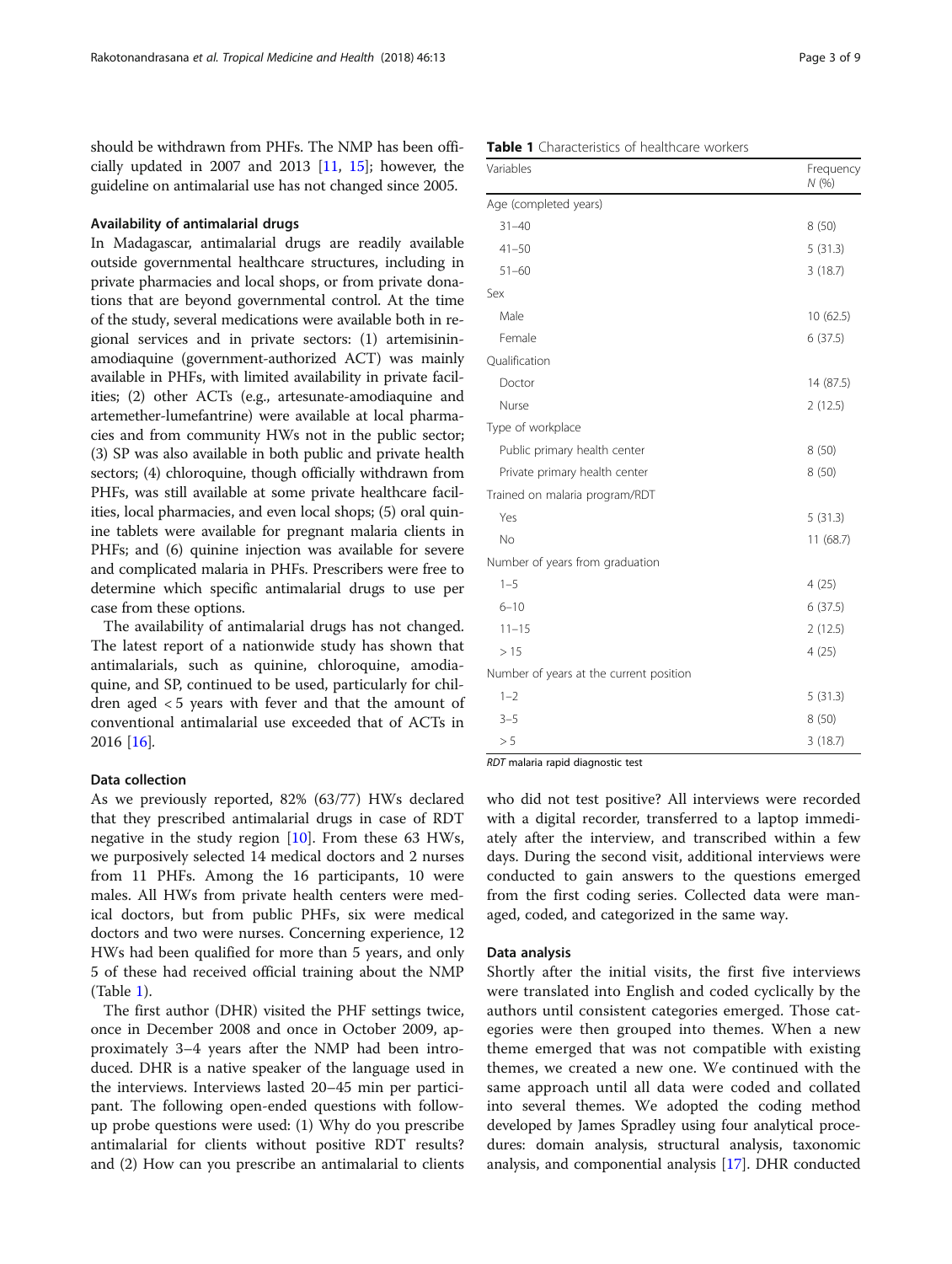should be withdrawn from PHFs. The NMP has been officially updated in 2007 and 2013 [11, 15]; however, the guideline on antimalarial use has not changed since 2005.

### Availability of antimalarial drugs

In Madagascar, antimalarial drugs are readily available outside governmental healthcare structures, including in private pharmacies and local shops, or from private donations that are beyond governmental control. At the time of the study, several medications were available both in regional services and in private sectors: (1) artemisinin-amodiaquine (government-authorized ACT) was mainly available in PHFs, with limited availability in private facilities; (2) other ACTs (e.g., artesunate-amodiaquine and artemether-lumefantrine) were available at local pharmacies and from community HWs not in the public sector; (3) SP was also available in both public and private health sectors; (4) chloroquine, though officially withdrawn from PHFs, was still available at some private healthcare facilities, local pharmacies, and even local shops; (5) oral quinine tablets were available for pregnant malaria clients in PHFs; and (6) quinine injection was available for severe and complicated malaria in PHFs. Prescribers were free to determine which specific antimalarial drugs to use per case from these options.

The availability of antimalarial drugs has not changed. The latest report of a nationwide study has shown that antimalarials, such as quinine, chloroquine, amodiaquine, and SP, continued to be used, particularly for children aged < 5 years with fever and that the amount of conventional antimalarial use exceeded that of ACTs in 2016 [16].

### Data collection

As we previously reported, 82% (63/77) HWs declared that they prescribed antimalarial drugs in case of RDT negative in the study region [10]. From these 63 HWs, we purposively selected 14 medical doctors and 2 nurses from 11 PHFs. Among the 16 participants, 10 were males. All HWs from private health centers were medical doctors, but from public PHFs, six were medical doctors and two were nurses. Concerning experience, 12 HWs had been qualified for more than 5 years, and only 5 of these had received official training about the NMP (Table 1).

**Table 1** Characteristics of healthcare workers

| Variables | Frequency *N* (%) |
|---|---|
| Age (completed years) | |
| 31–40 | 8 (50) |
| 41–50 | 5 (31.3) |
| 51–60 | 3 (18.7) |
| Sex | |
| Male | 10 (62.5) |
| Female | 6 (37.5) |
| Qualification | |
| Doctor | 14 (87.5) |
| Nurse | 2 (12.5) |
| Type of workplace | |
| Public primary health center | 8 (50) |
| Private primary health center | 8 (50) |
| Trained on malaria program/RDT | |
| Yes | 5 (31.3) |
| No | 11 (68.7) |
| Number of years from graduation | |
| 1–5 | 4 (25) |
| 6–10 | 6 (37.5) |
| 11–15 | 2 (12.5) |
| > 15 | 4 (25) |
| Number of years at the current position | |
| 1–2 | 5 (31.3) |
| 3–5 | 8 (50) |
| > 5 | 3 (18.7) |

*RDT* malaria rapid diagnostic test

The first author (DHR) visited the PHF settings twice, once in December 2008 and once in October 2009, approximately 3–4 years after the NMP had been introduced. DHR is a native speaker of the language used in the interviews. Interviews lasted 20–45 min per participant. The following open-ended questions with follow-up probe questions were used: (1) Why do you prescribe antimalarial for clients without positive RDT results? and (2) How can you prescribe an antimalarial to clients who did not test positive? All interviews were recorded with a digital recorder, transferred to a laptop immediately after the interview, and transcribed within a few days. During the second visit, additional interviews were conducted to gain answers to the questions emerged from the first coding series. Collected data were managed, coded, and categorized in the same way.

### Data analysis

Shortly after the initial visits, the first five interviews were translated into English and coded cyclically by the authors until consistent categories emerged. Those categories were then grouped into themes. When a new theme emerged that was not compatible with existing themes, we created a new one. We continued with the same approach until all data were coded and collated into several themes. We adopted the coding method developed by James Spradley using four analytical procedures: domain analysis, structural analysis, taxonomic analysis, and componential analysis [17]. DHR conducted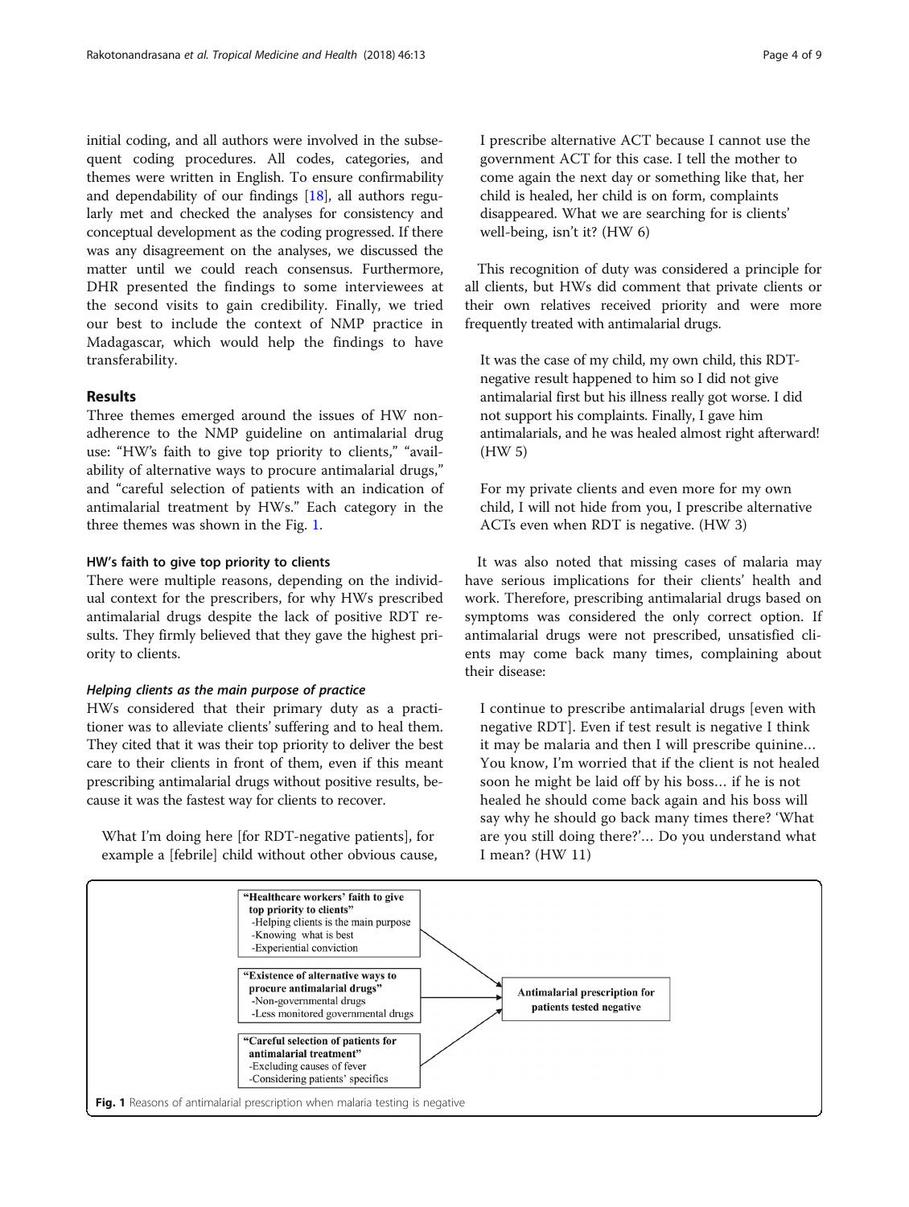initial coding, and all authors were involved in the subsequent coding procedures. All codes, categories, and themes were written in English. To ensure confirmability and dependability of our findings [18], all authors regularly met and checked the analyses for consistency and conceptual development as the coding progressed. If there was any disagreement on the analyses, we discussed the matter until we could reach consensus. Furthermore, DHR presented the findings to some interviewees at the second visits to gain credibility. Finally, we tried our best to include the context of NMP practice in Madagascar, which would help the findings to have transferability.

## Results

Three themes emerged around the issues of HW non-adherence to the NMP guideline on antimalarial drug use: "HW's faith to give top priority to clients," "availability of alternative ways to procure antimalarial drugs," and "careful selection of patients with an indication of antimalarial treatment by HWs." Each category in the three themes was shown in the Fig. 1.

### HW's faith to give top priority to clients

There were multiple reasons, depending on the individual context for the prescribers, for why HWs prescribed antimalarial drugs despite the lack of positive RDT results. They firmly believed that they gave the highest priority to clients.

#### *Helping clients as the main purpose of practice*

HWs considered that their primary duty as a practitioner was to alleviate clients' suffering and to heal them. They cited that it was their top priority to deliver the best care to their clients in front of them, even if this meant prescribing antimalarial drugs without positive results, because it was the fastest way for clients to recover.

> What I'm doing here [for RDT-negative patients], for example a [febrile] child without other obvious cause, I prescribe alternative ACT because I cannot use the government ACT for this case. I tell the mother to come again the next day or something like that, her child is healed, her child is on form, complaints disappeared. What we are searching for is clients' well-being, isn't it? (HW 6)

This recognition of duty was considered a principle for all clients, but HWs did comment that private clients or their own relatives received priority and were more frequently treated with antimalarial drugs.

> It was the case of my child, my own child, this RDT-negative result happened to him so I did not give antimalarial first but his illness really got worse. I did not support his complaints. Finally, I gave him antimalarials, and he was healed almost right afterward! (HW 5)

> For my private clients and even more for my own child, I will not hide from you, I prescribe alternative ACTs even when RDT is negative. (HW 3)

It was also noted that missing cases of malaria may have serious implications for their clients' health and work. Therefore, prescribing antimalarial drugs based on symptoms was considered the only correct option. If antimalarial drugs were not prescribed, unsatisfied clients may come back many times, complaining about their disease:

> I continue to prescribe antimalarial drugs [even with negative RDT]. Even if test result is negative I think it may be malaria and then I will prescribe quinine… You know, I'm worried that if the client is not healed soon he might be laid off by his boss… if he is not healed he should come back again and his boss will say why he should go back many times there? 'What are you still doing there?'… Do you understand what I mean? (HW 11)

"Healthcare workers' faith to give top priority to clients"
- Helping clients is the main purpose
- Knowing what is best
- Experiential conviction

"Existence of alternative ways to procure antimalarial drugs"
- Non-governmental drugs
- Less monitored governmental drugs

"Careful selection of patients for antimalarial treatment"
- Excluding causes of fever
- Considering patients' specifics

→ Antimalarial prescription for patients tested negative

**Fig. 1** Reasons of antimalarial prescription when malaria testing is negative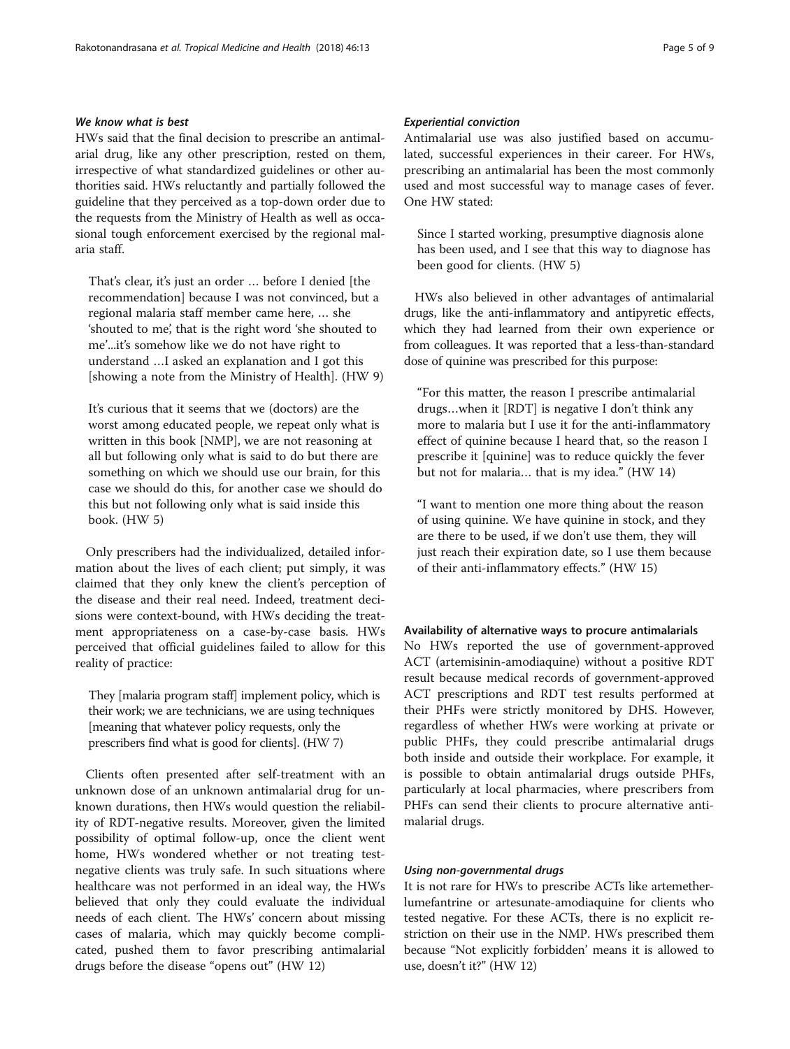### *We know what is best*

HWs said that the final decision to prescribe an antimalarial drug, like any other prescription, rested on them, irrespective of what standardized guidelines or other authorities said. HWs reluctantly and partially followed the guideline that they perceived as a top-down order due to the requests from the Ministry of Health as well as occasional tough enforcement exercised by the regional malaria staff.

> That's clear, it's just an order … before I denied [the recommendation] because I was not convinced, but a regional malaria staff member came here, … she 'shouted to me', that is the right word 'she shouted to me'...it's somehow like we do not have right to understand …I asked an explanation and I got this [showing a note from the Ministry of Health]. (HW 9)

> It's curious that it seems that we (doctors) are the worst among educated people, we repeat only what is written in this book [NMP], we are not reasoning at all but following only what is said to do but there are something on which we should use our brain, for this case we should do this, for another case we should do this but not following only what is said inside this book. (HW 5)

Only prescribers had the individualized, detailed information about the lives of each client; put simply, it was claimed that they only knew the client's perception of the disease and their real need. Indeed, treatment decisions were context-bound, with HWs deciding the treatment appropriateness on a case-by-case basis. HWs perceived that official guidelines failed to allow for this reality of practice:

> They [malaria program staff] implement policy, which is their work; we are technicians, we are using techniques [meaning that whatever policy requests, only the prescribers find what is good for clients]. (HW 7)

Clients often presented after self-treatment with an unknown dose of an unknown antimalarial drug for unknown durations, then HWs would question the reliability of RDT-negative results. Moreover, given the limited possibility of optimal follow-up, once the client went home, HWs wondered whether or not treating test-negative clients was truly safe. In such situations where healthcare was not performed in an ideal way, the HWs believed that only they could evaluate the individual needs of each client. The HWs' concern about missing cases of malaria, which may quickly become complicated, pushed them to favor prescribing antimalarial drugs before the disease "opens out" (HW 12)

### *Experiential conviction*

Antimalarial use was also justified based on accumulated, successful experiences in their career. For HWs, prescribing an antimalarial has been the most commonly used and most successful way to manage cases of fever. One HW stated:

> Since I started working, presumptive diagnosis alone has been used, and I see that this way to diagnose has been good for clients. (HW 5)

HWs also believed in other advantages of antimalarial drugs, like the anti-inflammatory and antipyretic effects, which they had learned from their own experience or from colleagues. It was reported that a less-than-standard dose of quinine was prescribed for this purpose:

> "For this matter, the reason I prescribe antimalarial drugs…when it [RDT] is negative I don't think any more to malaria but I use it for the anti-inflammatory effect of quinine because I heard that, so the reason I prescribe it [quinine] was to reduce quickly the fever but not for malaria… that is my idea." (HW 14)

> "I want to mention one more thing about the reason of using quinine. We have quinine in stock, and they are there to be used, if we don't use them, they will just reach their expiration date, so I use them because of their anti-inflammatory effects." (HW 15)

## Availability of alternative ways to procure antimalarials

No HWs reported the use of government-approved ACT (artemisinin-amodiaquine) without a positive RDT result because medical records of government-approved ACT prescriptions and RDT test results performed at their PHFs were strictly monitored by DHS. However, regardless of whether HWs were working at private or public PHFs, they could prescribe antimalarial drugs both inside and outside their workplace. For example, it is possible to obtain antimalarial drugs outside PHFs, particularly at local pharmacies, where prescribers from PHFs can send their clients to procure alternative antimalarial drugs.

### *Using non-governmental drugs*

It is not rare for HWs to prescribe ACTs like artemether-lumefantrine or artesunate-amodiaquine for clients who tested negative. For these ACTs, there is no explicit restriction on their use in the NMP. HWs prescribed them because "Not explicitly forbidden' means it is allowed to use, doesn't it?" (HW 12)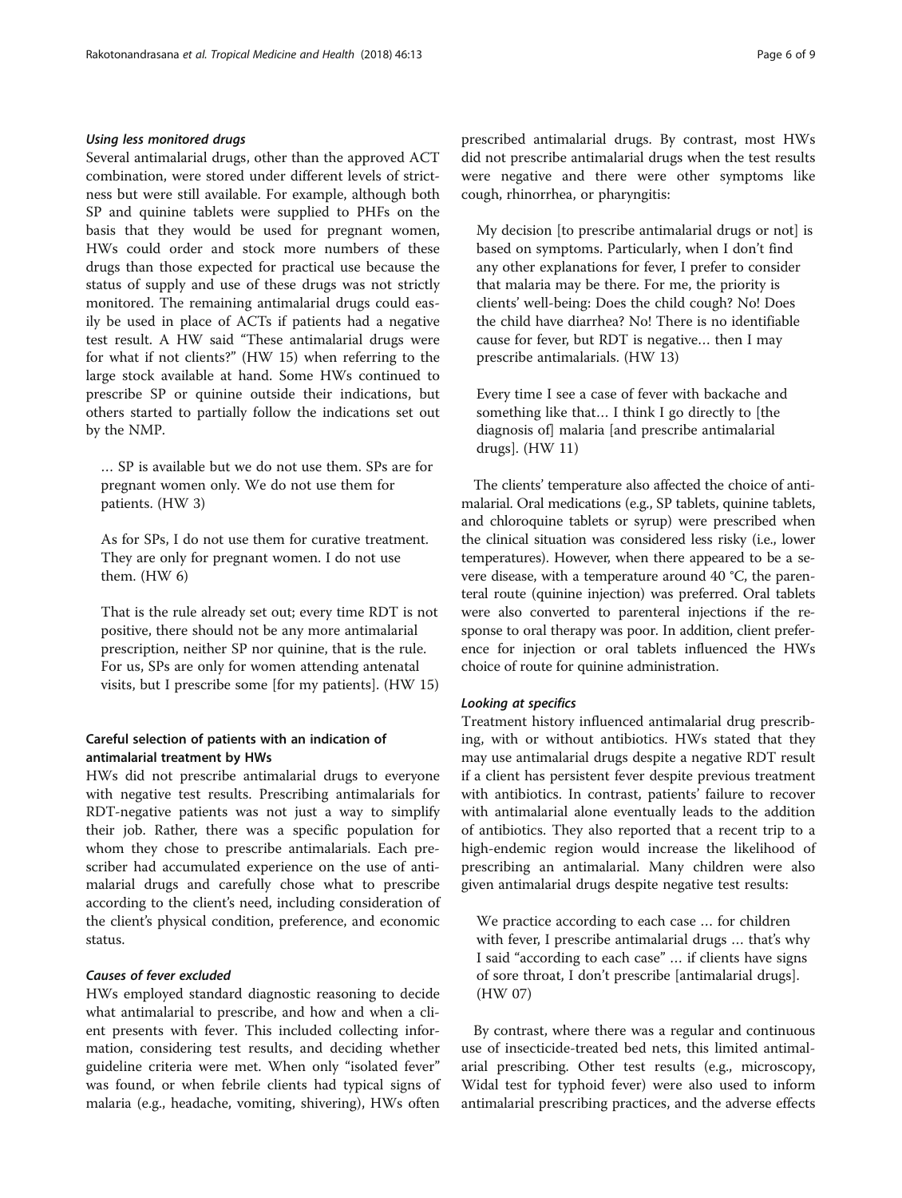#### *Using less monitored drugs*

Several antimalarial drugs, other than the approved ACT combination, were stored under different levels of strictness but were still available. For example, although both SP and quinine tablets were supplied to PHFs on the basis that they would be used for pregnant women, HWs could order and stock more numbers of these drugs than those expected for practical use because the status of supply and use of these drugs was not strictly monitored. The remaining antimalarial drugs could easily be used in place of ACTs if patients had a negative test result. A HW said "These antimalarial drugs were for what if not clients?" (HW 15) when referring to the large stock available at hand. Some HWs continued to prescribe SP or quinine outside their indications, but others started to partially follow the indications set out by the NMP.

> … SP is available but we do not use them. SPs are for pregnant women only. We do not use them for patients. (HW 3)

> As for SPs, I do not use them for curative treatment. They are only for pregnant women. I do not use them. (HW 6)

> That is the rule already set out; every time RDT is not positive, there should not be any more antimalarial prescription, neither SP nor quinine, that is the rule. For us, SPs are only for women attending antenatal visits, but I prescribe some [for my patients]. (HW 15)

### Careful selection of patients with an indication of antimalarial treatment by HWs

HWs did not prescribe antimalarial drugs to everyone with negative test results. Prescribing antimalarials for RDT-negative patients was not just a way to simplify their job. Rather, there was a specific population for whom they chose to prescribe antimalarials. Each prescriber had accumulated experience on the use of antimalarial drugs and carefully chose what to prescribe according to the client's need, including consideration of the client's physical condition, preference, and economic status.

#### *Causes of fever excluded*

HWs employed standard diagnostic reasoning to decide what antimalarial to prescribe, and how and when a client presents with fever. This included collecting information, considering test results, and deciding whether guideline criteria were met. When only "isolated fever" was found, or when febrile clients had typical signs of malaria (e.g., headache, vomiting, shivering), HWs often prescribed antimalarial drugs. By contrast, most HWs did not prescribe antimalarial drugs when the test results were negative and there were other symptoms like cough, rhinorrhea, or pharyngitis:

> My decision [to prescribe antimalarial drugs or not] is based on symptoms. Particularly, when I don't find any other explanations for fever, I prefer to consider that malaria may be there. For me, the priority is clients' well-being: Does the child cough? No! Does the child have diarrhea? No! There is no identifiable cause for fever, but RDT is negative… then I may prescribe antimalarials. (HW 13)

> Every time I see a case of fever with backache and something like that… I think I go directly to [the diagnosis of] malaria [and prescribe antimalarial drugs]. (HW 11)

The clients' temperature also affected the choice of antimalarial. Oral medications (e.g., SP tablets, quinine tablets, and chloroquine tablets or syrup) were prescribed when the clinical situation was considered less risky (i.e., lower temperatures). However, when there appeared to be a severe disease, with a temperature around 40 °C, the parenteral route (quinine injection) was preferred. Oral tablets were also converted to parenteral injections if the response to oral therapy was poor. In addition, client preference for injection or oral tablets influenced the HWs choice of route for quinine administration.

#### *Looking at specifics*

Treatment history influenced antimalarial drug prescribing, with or without antibiotics. HWs stated that they may use antimalarial drugs despite a negative RDT result if a client has persistent fever despite previous treatment with antibiotics. In contrast, patients' failure to recover with antimalarial alone eventually leads to the addition of antibiotics. They also reported that a recent trip to a high-endemic region would increase the likelihood of prescribing an antimalarial. Many children were also given antimalarial drugs despite negative test results:

> We practice according to each case … for children with fever, I prescribe antimalarial drugs … that's why I said "according to each case" … if clients have signs of sore throat, I don't prescribe [antimalarial drugs]. (HW 07)

By contrast, where there was a regular and continuous use of insecticide-treated bed nets, this limited antimalarial prescribing. Other test results (e.g., microscopy, Widal test for typhoid fever) were also used to inform antimalarial prescribing practices, and the adverse effects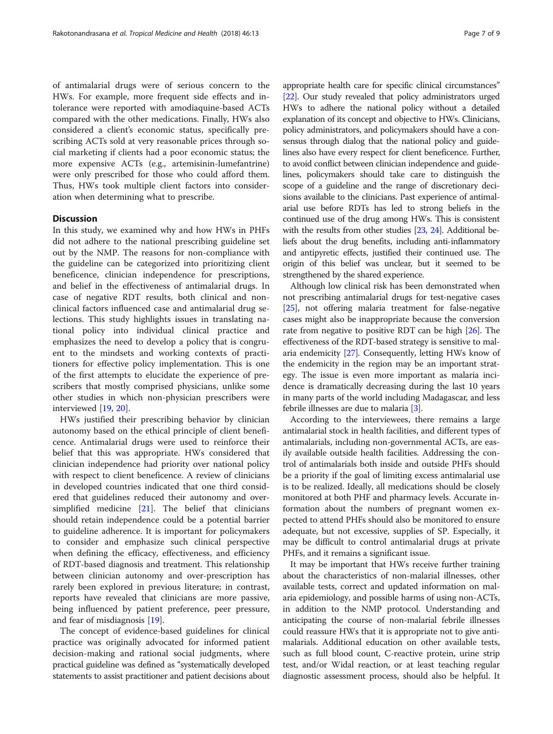of antimalarial drugs were of serious concern to the HWs. For example, more frequent side effects and intolerance were reported with amodiaquine-based ACTs compared with the other medications. Finally, HWs also considered a client's economic status, specifically prescribing ACTs sold at very reasonable prices through social marketing if clients had a poor economic status; the more expensive ACTs (e.g., artemisinin-lumefantrine) were only prescribed for those who could afford them. Thus, HWs took multiple client factors into consideration when determining what to prescribe.

## Discussion

In this study, we examined why and how HWs in PHFs did not adhere to the national prescribing guideline set out by the NMP. The reasons for non-compliance with the guideline can be categorized into prioritizing client beneficence, clinician independence for prescriptions, and belief in the effectiveness of antimalarial drugs. In case of negative RDT results, both clinical and non-clinical factors influenced case and antimalarial drug selections. This study highlights issues in translating national policy into individual clinical practice and emphasizes the need to develop a policy that is congruent to the mindsets and working contexts of practitioners for effective policy implementation. This is one of the first attempts to elucidate the experience of prescribers that mostly comprised physicians, unlike some other studies in which non-physician prescribers were interviewed [19, 20].

HWs justified their prescribing behavior by clinician autonomy based on the ethical principle of client beneficence. Antimalarial drugs were used to reinforce their belief that this was appropriate. HWs considered that clinician independence had priority over national policy with respect to client beneficence. A review of clinicians in developed countries indicated that one third considered that guidelines reduced their autonomy and oversimplified medicine [21]. The belief that clinicians should retain independence could be a potential barrier to guideline adherence. It is important for policymakers to consider and emphasize such clinical perspective when defining the efficacy, effectiveness, and efficiency of RDT-based diagnosis and treatment. This relationship between clinician autonomy and over-prescription has rarely been explored in previous literature; in contrast, reports have revealed that clinicians are more passive, being influenced by patient preference, peer pressure, and fear of misdiagnosis [19].

The concept of evidence-based guidelines for clinical practice was originally advocated for informed patient decision-making and rational social judgments, where practical guideline was defined as "systematically developed statements to assist practitioner and patient decisions about appropriate health care for specific clinical circumstances" [22]. Our study revealed that policy administrators urged HWs to adhere the national policy without a detailed explanation of its concept and objective to HWs. Clinicians, policy administrators, and policymakers should have a consensus through dialog that the national policy and guidelines also have every respect for client beneficence. Further, to avoid conflict between clinician independence and guidelines, policymakers should take care to distinguish the scope of a guideline and the range of discretionary decisions available to the clinicians. Past experience of antimalarial use before RDTs has led to strong beliefs in the continued use of the drug among HWs. This is consistent with the results from other studies [23, 24]. Additional beliefs about the drug benefits, including anti-inflammatory and antipyretic effects, justified their continued use. The origin of this belief was unclear, but it seemed to be strengthened by the shared experience.

Although low clinical risk has been demonstrated when not prescribing antimalarial drugs for test-negative cases [25], not offering malaria treatment for false-negative cases might also be inappropriate because the conversion rate from negative to positive RDT can be high [26]. The effectiveness of the RDT-based strategy is sensitive to malaria endemicity [27]. Consequently, letting HWs know of the endemicity in the region may be an important strategy. The issue is even more important as malaria incidence is dramatically decreasing during the last 10 years in many parts of the world including Madagascar, and less febrile illnesses are due to malaria [3].

According to the interviewees, there remains a large antimalarial stock in health facilities, and different types of antimalarials, including non-governmental ACTs, are easily available outside health facilities. Addressing the control of antimalarials both inside and outside PHFs should be a priority if the goal of limiting excess antimalarial use is to be realized. Ideally, all medications should be closely monitored at both PHF and pharmacy levels. Accurate information about the numbers of pregnant women expected to attend PHFs should also be monitored to ensure adequate, but not excessive, supplies of SP. Especially, it may be difficult to control antimalarial drugs at private PHFs, and it remains a significant issue.

It may be important that HWs receive further training about the characteristics of non-malarial illnesses, other available tests, correct and updated information on malaria epidemiology, and possible harms of using non-ACTs, in addition to the NMP protocol. Understanding and anticipating the course of non-malarial febrile illnesses could reassure HWs that it is appropriate not to give antimalarials. Additional education on other available tests, such as full blood count, C-reactive protein, urine strip test, and/or Widal reaction, or at least teaching regular diagnostic assessment process, should also be helpful. It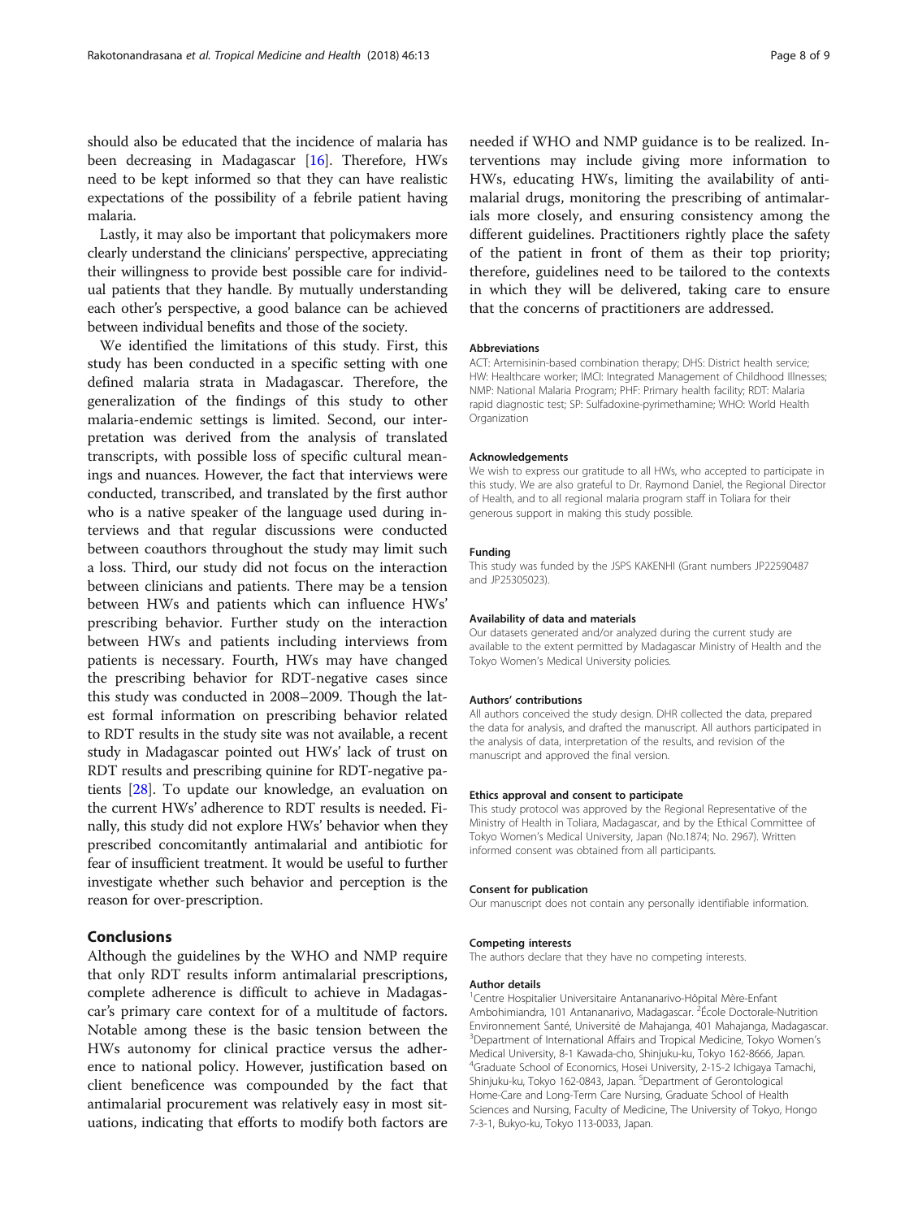should also be educated that the incidence of malaria has been decreasing in Madagascar [16]. Therefore, HWs need to be kept informed so that they can have realistic expectations of the possibility of a febrile patient having malaria.

Lastly, it may also be important that policymakers more clearly understand the clinicians' perspective, appreciating their willingness to provide best possible care for individual patients that they handle. By mutually understanding each other's perspective, a good balance can be achieved between individual benefits and those of the society.

We identified the limitations of this study. First, this study has been conducted in a specific setting with one defined malaria strata in Madagascar. Therefore, the generalization of the findings of this study to other malaria-endemic settings is limited. Second, our interpretation was derived from the analysis of translated transcripts, with possible loss of specific cultural meanings and nuances. However, the fact that interviews were conducted, transcribed, and translated by the first author who is a native speaker of the language used during interviews and that regular discussions were conducted between coauthors throughout the study may limit such a loss. Third, our study did not focus on the interaction between clinicians and patients. There may be a tension between HWs and patients which can influence HWs' prescribing behavior. Further study on the interaction between HWs and patients including interviews from patients is necessary. Fourth, HWs may have changed the prescribing behavior for RDT-negative cases since this study was conducted in 2008–2009. Though the latest formal information on prescribing behavior related to RDT results in the study site was not available, a recent study in Madagascar pointed out HWs' lack of trust on RDT results and prescribing quinine for RDT-negative patients [28]. To update our knowledge, an evaluation on the current HWs' adherence to RDT results is needed. Finally, this study did not explore HWs' behavior when they prescribed concomitantly antimalarial and antibiotic for fear of insufficient treatment. It would be useful to further investigate whether such behavior and perception is the reason for over-prescription.

## Conclusions

Although the guidelines by the WHO and NMP require that only RDT results inform antimalarial prescriptions, complete adherence is difficult to achieve in Madagascar's primary care context for of a multitude of factors. Notable among these is the basic tension between the HWs autonomy for clinical practice versus the adherence to national policy. However, justification based on client beneficence was compounded by the fact that antimalarial procurement was relatively easy in most situations, indicating that efforts to modify both factors are needed if WHO and NMP guidance is to be realized. Interventions may include giving more information to HWs, educating HWs, limiting the availability of antimalarial drugs, monitoring the prescribing of antimalarials more closely, and ensuring consistency among the different guidelines. Practitioners rightly place the safety of the patient in front of them as their top priority; therefore, guidelines need to be tailored to the contexts in which they will be delivered, taking care to ensure that the concerns of practitioners are addressed.

### Abbreviations

ACT: Artemisinin-based combination therapy; DHS: District health service; HW: Healthcare worker; IMCI: Integrated Management of Childhood Illnesses; NMP: National Malaria Program; PHF: Primary health facility; RDT: Malaria rapid diagnostic test; SP: Sulfadoxine-pyrimethamine; WHO: World Health Organization

### Acknowledgements

We wish to express our gratitude to all HWs, who accepted to participate in this study. We are also grateful to Dr. Raymond Daniel, the Regional Director of Health, and to all regional malaria program staff in Toliara for their generous support in making this study possible.

### Funding

This study was funded by the JSPS KAKENHI (Grant numbers JP22590487 and JP25305023).

### Availability of data and materials

Our datasets generated and/or analyzed during the current study are available to the extent permitted by Madagascar Ministry of Health and the Tokyo Women's Medical University policies.

### Authors' contributions

All authors conceived the study design. DHR collected the data, prepared the data for analysis, and drafted the manuscript. All authors participated in the analysis of data, interpretation of the results, and revision of the manuscript and approved the final version.

### Ethics approval and consent to participate

This study protocol was approved by the Regional Representative of the Ministry of Health in Toliara, Madagascar, and by the Ethical Committee of Tokyo Women's Medical University, Japan (No.1874; No. 2967). Written informed consent was obtained from all participants.

### Consent for publication

Our manuscript does not contain any personally identifiable information.

### Competing interests

The authors declare that they have no competing interests.

### Author details

[1]Centre Hospitalier Universitaire Antananarivo-Hôpital Mère-Enfant Ambohimiandra, 101 Antananarivo, Madagascar. [2]École Doctorale-Nutrition Environnement Santé, Université de Mahajanga, 401 Mahajanga, Madagascar. [3]Department of International Affairs and Tropical Medicine, Tokyo Women's Medical University, 8-1 Kawada-cho, Shinjuku-ku, Tokyo 162-8666, Japan. [4]Graduate School of Economics, Hosei University, 2-15-2 Ichigaya Tamachi, Shinjuku-ku, Tokyo 162-0843, Japan. [5]Department of Gerontological Home-Care and Long-Term Care Nursing, Graduate School of Health Sciences and Nursing, Faculty of Medicine, The University of Tokyo, Hongo 7-3-1, Bukyo-ku, Tokyo 113-0033, Japan.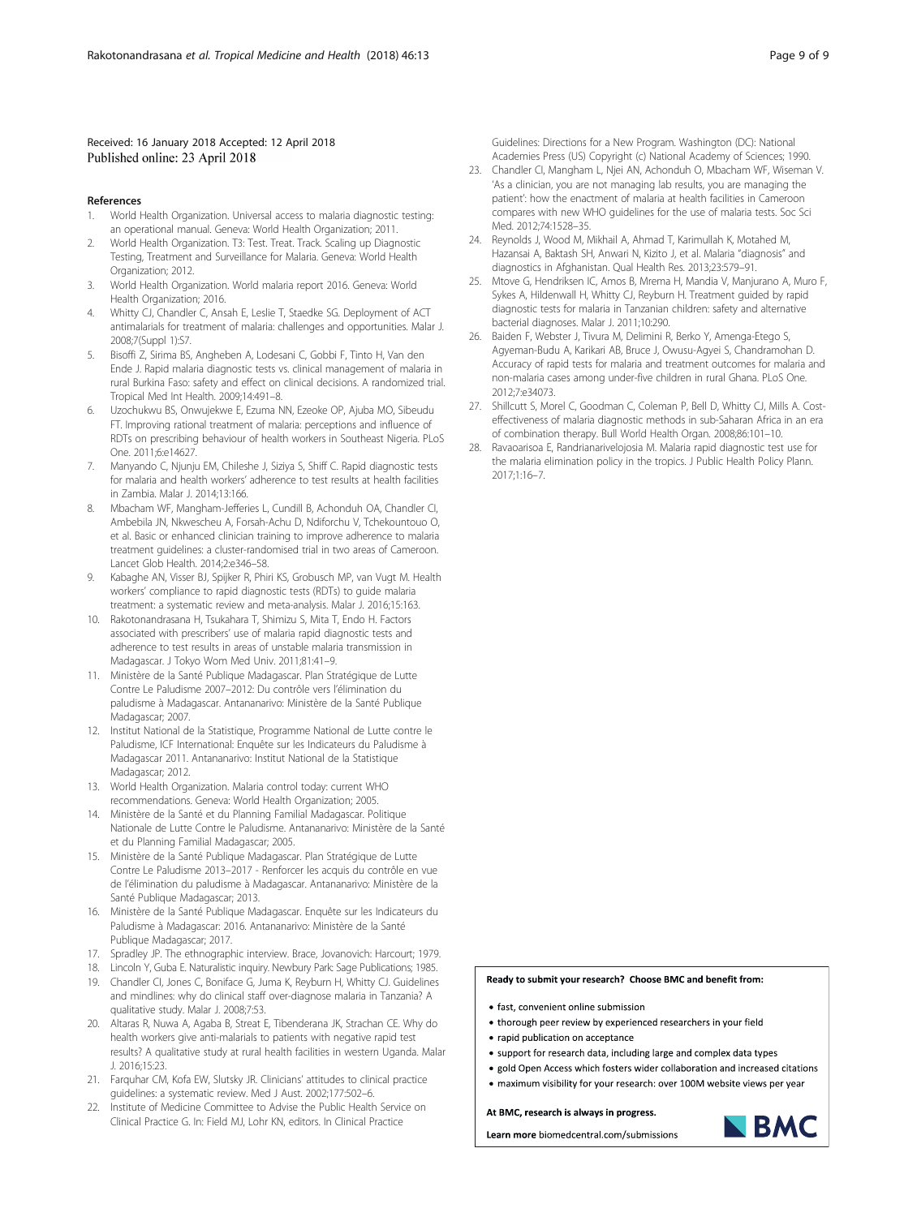Received: 16 January 2018 Accepted: 12 April 2018
Published online: 23 April 2018

## References

1. World Health Organization. Universal access to malaria diagnostic testing: an operational manual. Geneva: World Health Organization; 2011.
2. World Health Organization. T3: Test. Treat. Track. Scaling up Diagnostic Testing, Treatment and Surveillance for Malaria. Geneva: World Health Organization; 2012.
3. World Health Organization. World malaria report 2016. Geneva: World Health Organization; 2016.
4. Whitty CJ, Chandler C, Ansah E, Leslie T, Staedke SG. Deployment of ACT antimalarials for treatment of malaria: challenges and opportunities. Malar J. 2008;7(Suppl 1):S7.
5. Bisoffi Z, Sirima BS, Angheben A, Lodesani C, Gobbi F, Tinto H, Van den Ende J. Rapid malaria diagnostic tests vs. clinical management of malaria in rural Burkina Faso: safety and effect on clinical decisions. A randomized trial. Tropical Med Int Health. 2009;14:491–8.
6. Uzochukwu BS, Onwujekwe E, Ezuma NN, Ezeoke OP, Ajuba MO, Sibeudu FT. Improving rational treatment of malaria: perceptions and influence of RDTs on prescribing behaviour of health workers in Southeast Nigeria. PLoS One. 2011;6:e14627.
7. Manyando C, Njunju EM, Chileshe J, Siziya S, Shiff C. Rapid diagnostic tests for malaria and health workers' adherence to test results at health facilities in Zambia. Malar J. 2014;13:166.
8. Mbacham WF, Mangham-Jefferies L, Cundill B, Achonduh OA, Chandler CI, Ambebila JN, Nkwescheu A, Forsah-Achu D, Ndiforchu V, Tchekountouo O, et al. Basic or enhanced clinician training to improve adherence to malaria treatment guidelines: a cluster-randomised trial in two areas of Cameroon. Lancet Glob Health. 2014;2:e346–58.
9. Kabaghe AN, Visser BJ, Spijker R, Phiri KS, Grobusch MP, van Vugt M. Health workers' compliance to rapid diagnostic tests (RDTs) to guide malaria treatment: a systematic review and meta-analysis. Malar J. 2016;15:163.
10. Rakotonandrasana H, Tsukahara T, Shimizu S, Mita T, Endo H. Factors associated with prescribers' use of malaria rapid diagnostic tests and adherence to test results in areas of unstable malaria transmission in Madagascar. J Tokyo Wom Med Univ. 2011;81:41–9.
11. Ministère de la Santé Publique Madagascar. Plan Stratégique de Lutte Contre Le Paludisme 2007–2012: Du contrôle vers l'élimination du paludisme à Madagascar. Antananarivo: Ministère de la Santé Publique Madagascar; 2007.
12. Institut National de la Statistique, Programme National de Lutte contre le Paludisme, ICF International: Enquête sur les Indicateurs du Paludisme à Madagascar 2011. Antananarivo: Institut National de la Statistique Madagascar; 2012.
13. World Health Organization. Malaria control today: current WHO recommendations. Geneva: World Health Organization; 2005.
14. Ministère de la Santé et du Planning Familial Madagascar. Politique Nationale de Lutte Contre le Paludisme. Antananarivo: Ministère de la Santé et du Planning Familial Madagascar; 2005.
15. Ministère de la Santé Publique Madagascar. Plan Stratégique de Lutte Contre Le Paludisme 2013–2017 - Renforcer les acquis du contrôle en vue de l'élimination du paludisme à Madagascar. Antananarivo: Ministère de la Santé Publique Madagascar; 2013.
16. Ministère de la Santé Publique Madagascar. Enquête sur les Indicateurs du Paludisme à Madagascar: 2016. Antananarivo: Ministère de la Santé Publique Madagascar; 2017.
17. Spradley JP. The ethnographic interview. Brace, Jovanovich: Harcourt; 1979.
18. Lincoln Y, Guba E. Naturalistic inquiry. Newbury Park: Sage Publications; 1985.
19. Chandler CI, Jones C, Boniface G, Juma K, Reyburn H, Whitty CJ. Guidelines and mindlines: why do clinical staff over-diagnose malaria in Tanzania? A qualitative study. Malar J. 2008;7:53.
20. Altaras R, Nuwa A, Agaba B, Streat E, Tibenderana JK, Strachan CE. Why do health workers give anti-malarials to patients with negative rapid test results? A qualitative study at rural health facilities in western Uganda. Malar J. 2016;15:23.
21. Farquhar CM, Kofa EW, Slutsky JR. Clinicians' attitudes to clinical practice guidelines: a systematic review. Med J Aust. 2002;177:502–6.
22. Institute of Medicine Committee to Advise the Public Health Service on Clinical Practice G. In: Field MJ, Lohr KN, editors. In Clinical Practice Guidelines: Directions for a New Program. Washington (DC): National Academies Press (US) Copyright (c) National Academy of Sciences; 1990.
23. Chandler CI, Mangham L, Njei AN, Achonduh O, Mbacham WF, Wiseman V. 'As a clinician, you are not managing lab results, you are managing the patient': how the enactment of malaria at health facilities in Cameroon compares with new WHO guidelines for the use of malaria tests. Soc Sci Med. 2012;74:1528–35.
24. Reynolds J, Wood M, Mikhail A, Ahmad T, Karimullah K, Motahed M, Hazansai A, Baktash SH, Anwari N, Kizito J, et al. Malaria "diagnosis" and diagnostics in Afghanistan. Qual Health Res. 2013;23:579–91.
25. Mtove G, Hendriksen IC, Amos B, Mrema H, Mandia V, Manjurano A, Muro F, Sykes A, Hildenwall H, Whitty CJ, Reyburn H. Treatment guided by rapid diagnostic tests for malaria in Tanzanian children: safety and alternative bacterial diagnoses. Malar J. 2011;10:290.
26. Baiden F, Webster J, Tivura M, Delimini R, Berko Y, Amenga-Etego S, Agyeman-Budu A, Karikari AB, Bruce J, Owusu-Agyei S, Chandramohan D. Accuracy of rapid tests for malaria and treatment outcomes for malaria and non-malaria cases among under-five children in rural Ghana. PLoS One. 2012;7:e34073.
27. Shillcutt S, Morel C, Goodman C, Coleman P, Bell D, Whitty CJ, Mills A. Cost-effectiveness of malaria diagnostic methods in sub-Saharan Africa in an era of combination therapy. Bull World Health Organ. 2008;86:101–10.
28. Ravaoarisoa E, Randrianarivelojosia M. Malaria rapid diagnostic test use for the malaria elimination policy in the tropics. J Public Health Policy Plann. 2017;1:16–7.

**Ready to submit your research? Choose BMC and benefit from:**

- fast, convenient online submission
- thorough peer review by experienced researchers in your field
- rapid publication on acceptance
- support for research data, including large and complex data types
- gold Open Access which fosters wider collaboration and increased citations
- maximum visibility for your research: over 100M website views per year

**At BMC, research is always in progress.**

**Learn more** biomedcentral.com/submissions